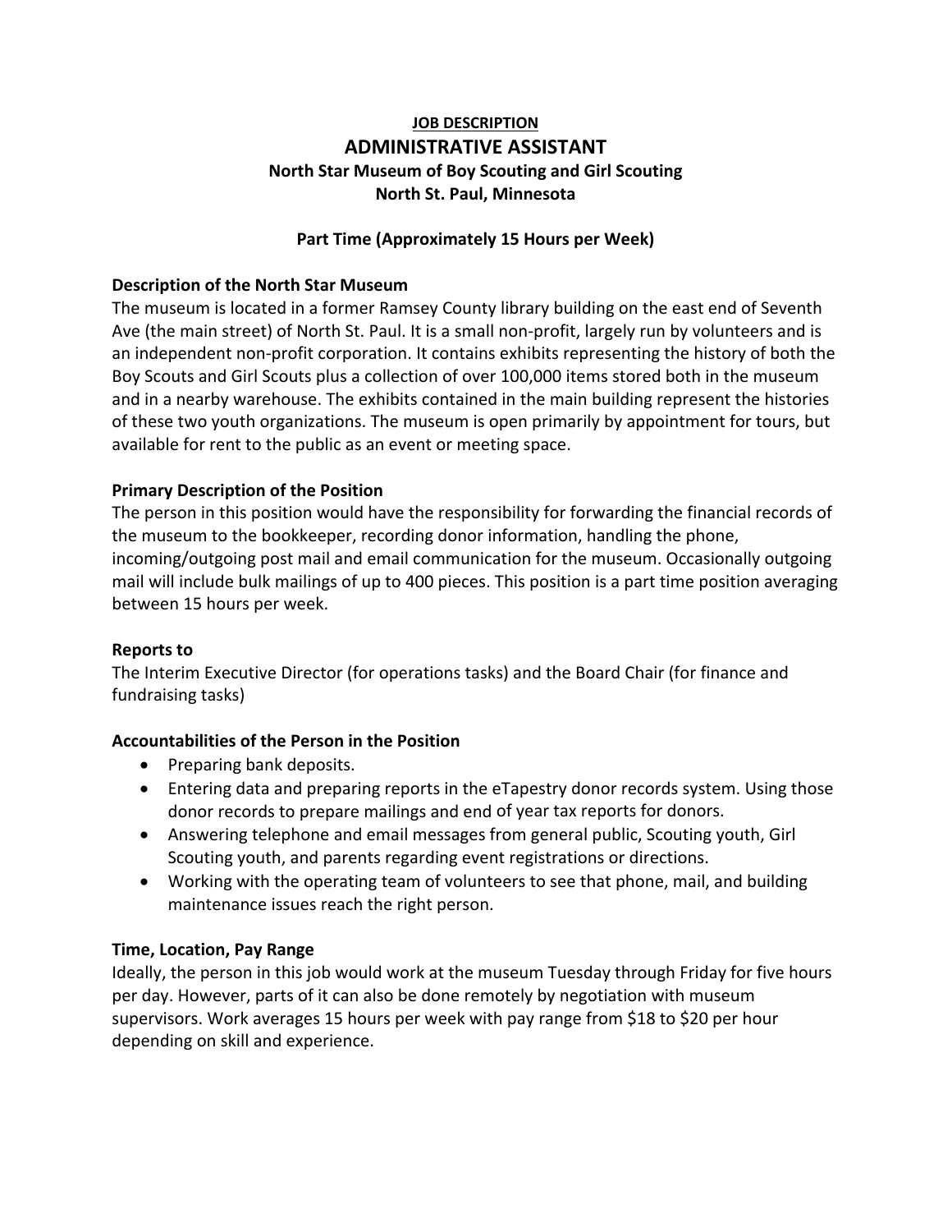**JOB DESCRIPTION**

# ADMINISTRATIVE ASSISTANT

## North Star Museum of Boy Scouting and Girl Scouting
## North St. Paul, Minnesota

**Part Time (Approximately 15 Hours per Week)**

### Description of the North Star Museum

The museum is located in a former Ramsey County library building on the east end of Seventh Ave (the main street) of North St. Paul. It is a small non-profit, largely run by volunteers and is an independent non-profit corporation. It contains exhibits representing the history of both the Boy Scouts and Girl Scouts plus a collection of over 100,000 items stored both in the museum and in a nearby warehouse. The exhibits contained in the main building represent the histories of these two youth organizations. The museum is open primarily by appointment for tours, but available for rent to the public as an event or meeting space.

### Primary Description of the Position

The person in this position would have the responsibility for forwarding the financial records of the museum to the bookkeeper, recording donor information, handling the phone, incoming/outgoing post mail and email communication for the museum. Occasionally outgoing mail will include bulk mailings of up to 400 pieces. This position is a part time position averaging between 15 hours per week.

### Reports to

The Interim Executive Director (for operations tasks) and the Board Chair (for finance and fundraising tasks)

### Accountabilities of the Person in the Position

- Preparing bank deposits.
- Entering data and preparing reports in the eTapestry donor records system. Using those donor records to prepare mailings and end of year tax reports for donors.
- Answering telephone and email messages from general public, Scouting youth, Girl Scouting youth, and parents regarding event registrations or directions.
- Working with the operating team of volunteers to see that phone, mail, and building maintenance issues reach the right person.

### Time, Location, Pay Range

Ideally, the person in this job would work at the museum Tuesday through Friday for five hours per day. However, parts of it can also be done remotely by negotiation with museum supervisors. Work averages 15 hours per week with pay range from $18 to $20 per hour depending on skill and experience.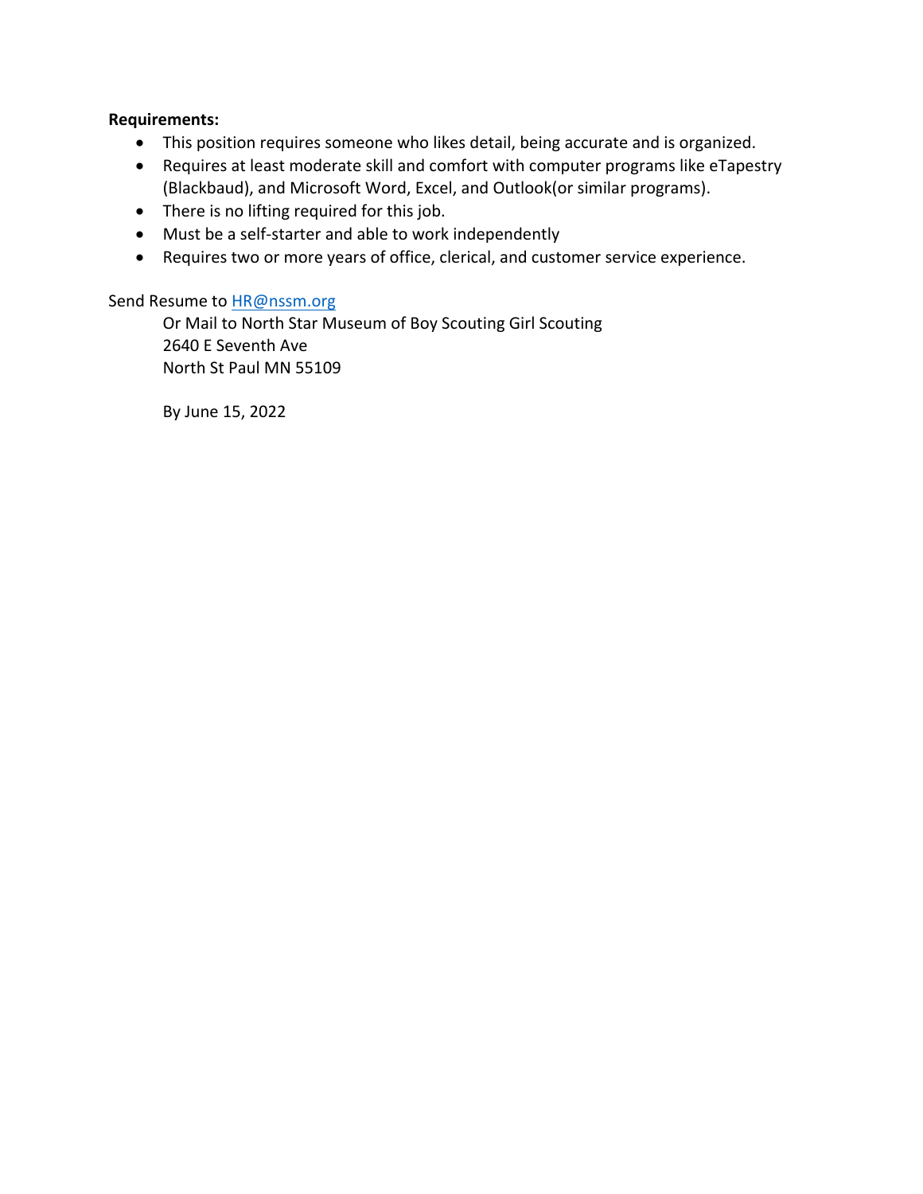**Requirements:**

- This position requires someone who likes detail, being accurate and is organized.
- Requires at least moderate skill and comfort with computer programs like eTapestry (Blackbaud), and Microsoft Word, Excel, and Outlook(or similar programs).
- There is no lifting required for this job.
- Must be a self-starter and able to work independently
- Requires two or more years of office, clerical, and customer service experience.

Send Resume to HR@nssm.org

Or Mail to North Star Museum of Boy Scouting Girl Scouting
2640 E Seventh Ave
North St Paul MN 55109

By June 15, 2022